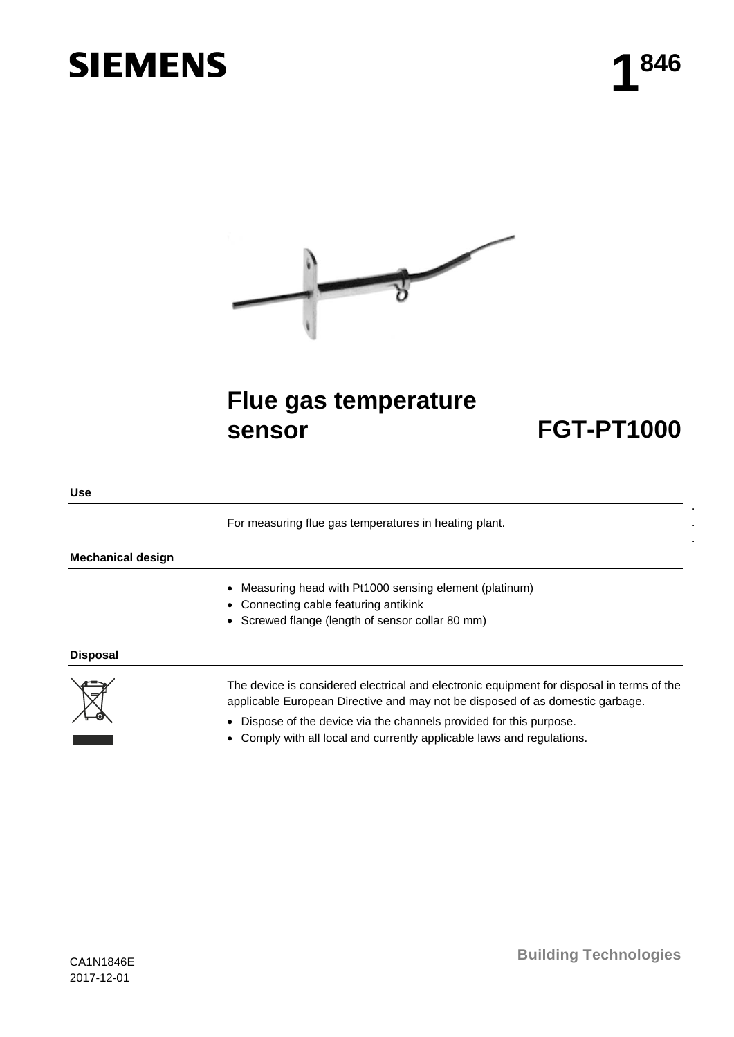SIEMENS

# 1846

# Flue gas temperature sensor FGT-PT1000

## Use

For measuring flue gas temperatures in heating plant.

## Mechanical design

- Measuring head with Pt1000 sensing element (platinum)
- Connecting cable featuring antikink
- Screwed flange (length of sensor collar 80 mm)

## Disposal

The device is considered electrical and electronic equipment for disposal in terms of the applicable European Directive and may not be disposed of as domestic garbage.

- Dispose of the device via the channels provided for this purpose.
- Comply with all local and currently applicable laws and regulations.

CA1N1846E
2017-12-01

Building Technologies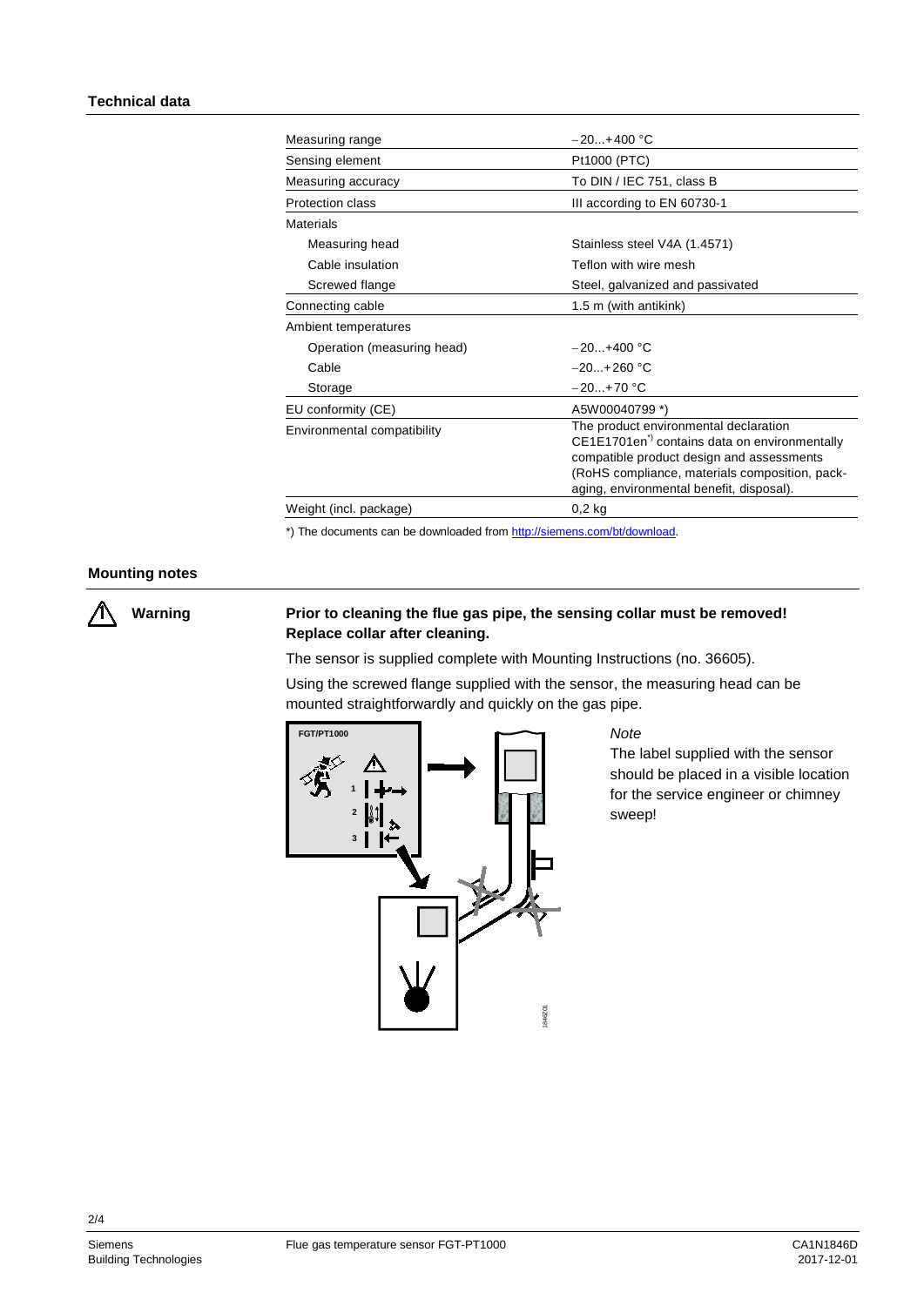## Technical data

| | |
|---|---|
| Measuring range | −20...+400 °C |
| Sensing element | Pt1000 (PTC) |
| Measuring accuracy | To DIN / IEC 751, class B |
| Protection class | III according to EN 60730-1 |
| Materials | |
| Measuring head | Stainless steel V4A (1.4571) |
| Cable insulation | Teflon with wire mesh |
| Screwed flange | Steel, galvanized and passivated |
| Connecting cable | 1.5 m (with antikink) |
| Ambient temperatures | |
| Operation (measuring head) | −20...+400 °C |
| Cable | −20...+260 °C |
| Storage | −20...+70 °C |
| EU conformity (CE) | A5W00040799 *) |
| Environmental compatibility | The product environmental declaration CE1E1701en*) contains data on environmentally compatible product design and assessments (RoHS compliance, materials composition, packaging, environmental benefit, disposal). |
| Weight (incl. package) | 0,2 kg |

*) The documents can be downloaded from http://siemens.com/bt/download.

## Mounting notes

**Warning**

**Prior to cleaning the flue gas pipe, the sensing collar must be removed! Replace collar after cleaning.**

The sensor is supplied complete with Mounting Instructions (no. 36605).

Using the screwed flange supplied with the sensor, the measuring head can be mounted straightforwardly and quickly on the gas pipe.

*Note*

The label supplied with the sensor should be placed in a visible location for the service engineer or chimney sweep!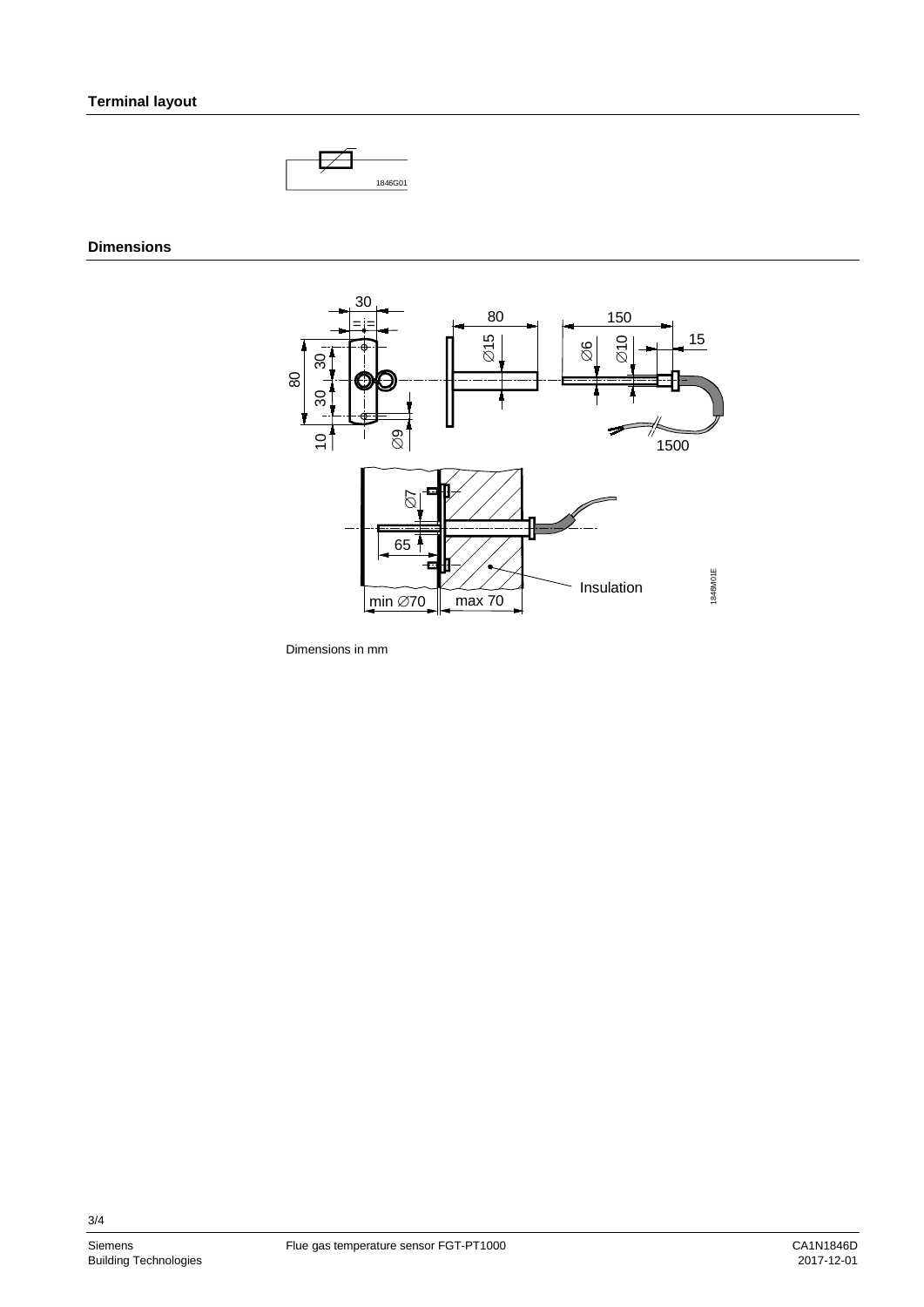## Terminal layout

## Dimensions

Dimensions in mm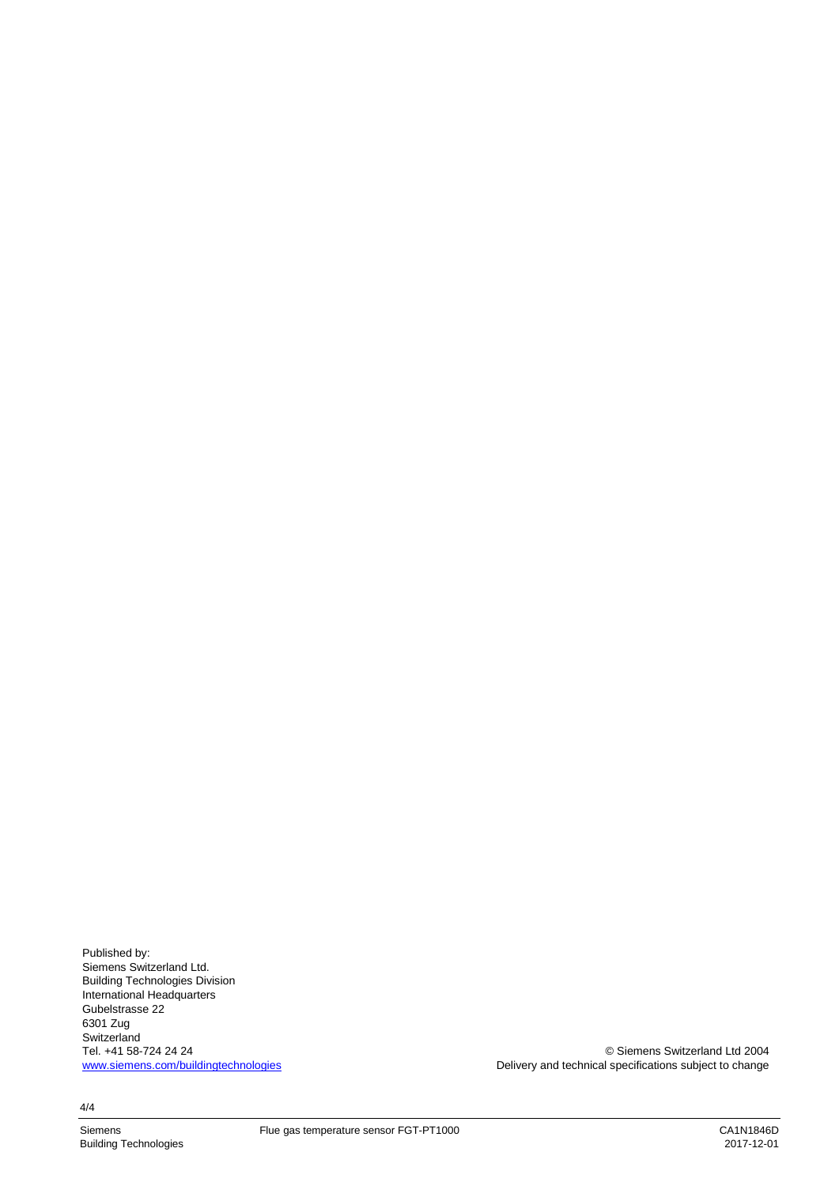Published by:
Siemens Switzerland Ltd.
Building Technologies Division
International Headquarters
Gubelstrasse 22
6301 Zug
Switzerland
Tel. +41 58-724 24 24
www.siemens.com/buildingtechnologies

© Siemens Switzerland Ltd 2004
Delivery and technical specifications subject to change